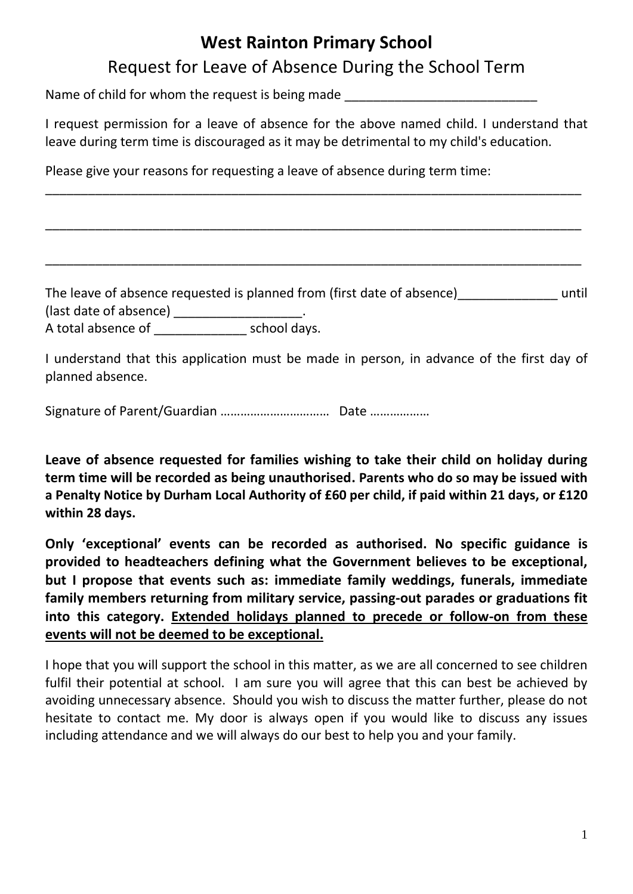# West Rainton Primary School

## Request for Leave of Absence During the School Term

Name of child for whom the request is being made ___________________________

I request permission for a leave of absence for the above named child. I understand that leave during term time is discouraged as it may be detrimental to my child's education.

Please give your reasons for requesting a leave of absence during term time:

_______________________________________________________________________________

_______________________________________________________________________________

_______________________________________________________________________________

The leave of absence requested is planned from (first date of absence)______________ until (last date of absence) __________________.
A total absence of _____________ school days.

I understand that this application must be made in person, in advance of the first day of planned absence.

Signature of Parent/Guardian …………………………… Date ………………

**Leave of absence requested for families wishing to take their child on holiday during term time will be recorded as being unauthorised. Parents who do so may be issued with a Penalty Notice by Durham Local Authority of £60 per child, if paid within 21 days, or £120 within 28 days.**

**Only 'exceptional' events can be recorded as authorised. No specific guidance is provided to headteachers defining what the Government believes to be exceptional, but I propose that events such as: immediate family weddings, funerals, immediate family members returning from military service, passing-out parades or graduations fit into this category. <u>Extended holidays planned to precede or follow-on from these events will not be deemed to be exceptional.</u>**

I hope that you will support the school in this matter, as we are all concerned to see children fulfil their potential at school. I am sure you will agree that this can best be achieved by avoiding unnecessary absence. Should you wish to discuss the matter further, please do not hesitate to contact me. My door is always open if you would like to discuss any issues including attendance and we will always do our best to help you and your family.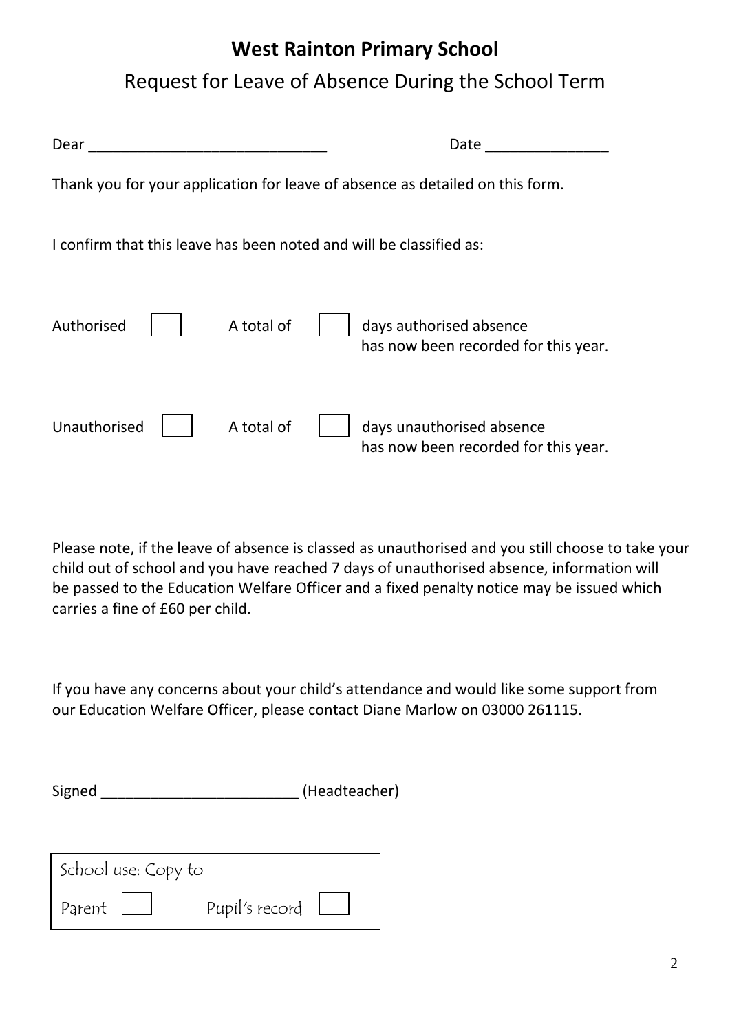# West Rainton Primary School

## Request for Leave of Absence During the School Term

Dear _____________________________ Date _______________

Thank you for your application for leave of absence as detailed on this form.

I confirm that this leave has been noted and will be classified as:

Authorised ☐ A total of ☐ days authorised absence has now been recorded for this year.

Unauthorised ☐ A total of ☐ days unauthorised absence has now been recorded for this year.

Please note, if the leave of absence is classed as unauthorised and you still choose to take your child out of school and you have reached 7 days of unauthorised absence, information will be passed to the Education Welfare Officer and a fixed penalty notice may be issued which carries a fine of £60 per child.

If you have any concerns about your child's attendance and would like some support from our Education Welfare Officer, please contact Diane Marlow on 03000 261115.

Signed ________________________ (Headteacher)

School use: Copy to

Parent ☐ Pupil's record ☐